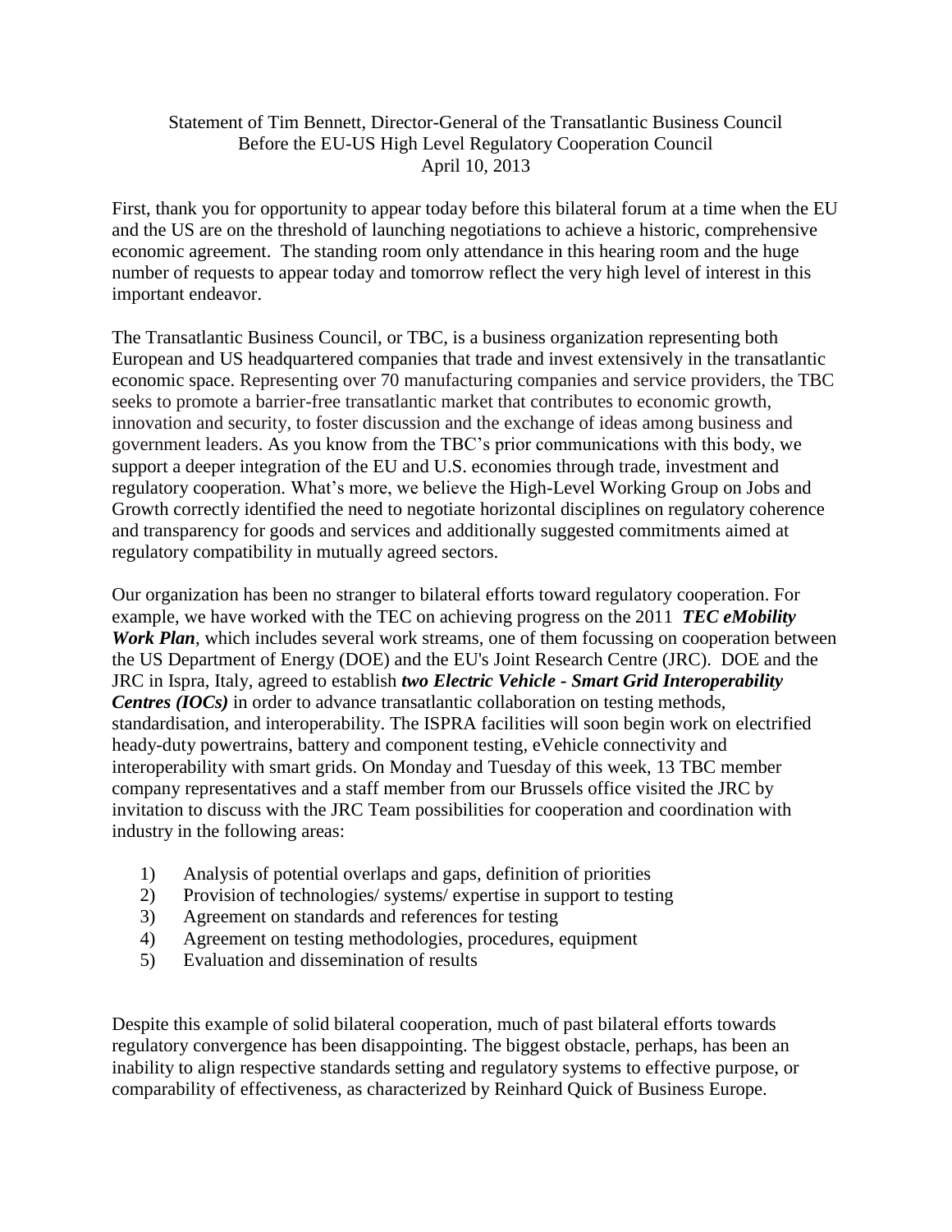Statement of Tim Bennett, Director-General of the Transatlantic Business Council
Before the EU-US High Level Regulatory Cooperation Council
April 10, 2013

First, thank you for opportunity to appear today before this bilateral forum at a time when the EU and the US are on the threshold of launching negotiations to achieve a historic, comprehensive economic agreement. The standing room only attendance in this hearing room and the huge number of requests to appear today and tomorrow reflect the very high level of interest in this important endeavor.

The Transatlantic Business Council, or TBC, is a business organization representing both European and US headquartered companies that trade and invest extensively in the transatlantic economic space. Representing over 70 manufacturing companies and service providers, the TBC seeks to promote a barrier-free transatlantic market that contributes to economic growth, innovation and security, to foster discussion and the exchange of ideas among business and government leaders. As you know from the TBC's prior communications with this body, we support a deeper integration of the EU and U.S. economies through trade, investment and regulatory cooperation. What's more, we believe the High-Level Working Group on Jobs and Growth correctly identified the need to negotiate horizontal disciplines on regulatory coherence and transparency for goods and services and additionally suggested commitments aimed at regulatory compatibility in mutually agreed sectors.

Our organization has been no stranger to bilateral efforts toward regulatory cooperation. For example, we have worked with the TEC on achieving progress on the 2011 ***TEC eMobility Work Plan***, which includes several work streams, one of them focussing on cooperation between the US Department of Energy (DOE) and the EU's Joint Research Centre (JRC). DOE and the JRC in Ispra, Italy, agreed to establish ***two Electric Vehicle - Smart Grid Interoperability Centres (IOCs)*** in order to advance transatlantic collaboration on testing methods, standardisation, and interoperability. The ISPRA facilities will soon begin work on electrified heady-duty powertrains, battery and component testing, eVehicle connectivity and interoperability with smart grids. On Monday and Tuesday of this week, 13 TBC member company representatives and a staff member from our Brussels office visited the JRC by invitation to discuss with the JRC Team possibilities for cooperation and coordination with industry in the following areas:

1) Analysis of potential overlaps and gaps, definition of priorities
2) Provision of technologies/ systems/ expertise in support to testing
3) Agreement on standards and references for testing
4) Agreement on testing methodologies, procedures, equipment
5) Evaluation and dissemination of results

Despite this example of solid bilateral cooperation, much of past bilateral efforts towards regulatory convergence has been disappointing. The biggest obstacle, perhaps, has been an inability to align respective standards setting and regulatory systems to effective purpose, or comparability of effectiveness, as characterized by Reinhard Quick of Business Europe.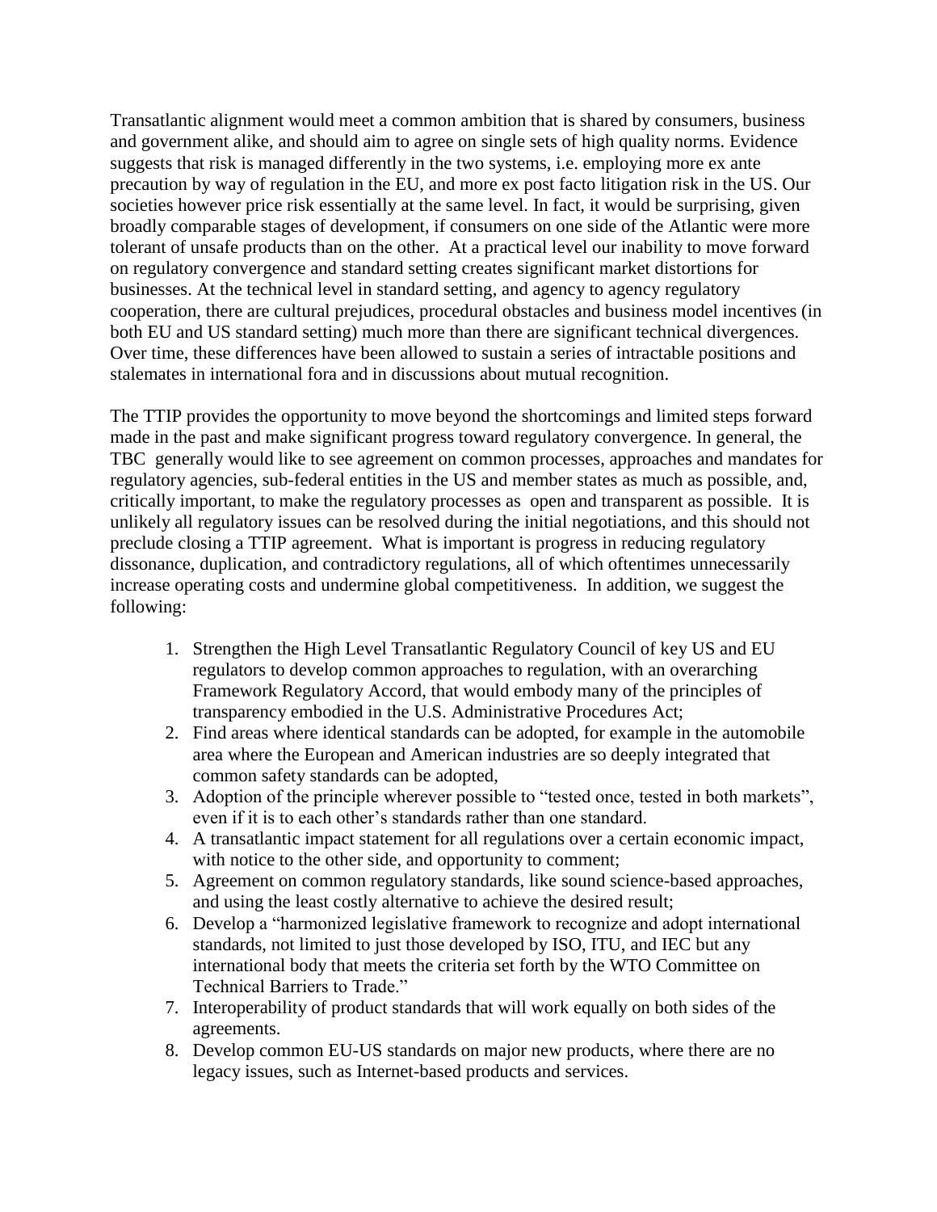Transatlantic alignment would meet a common ambition that is shared by consumers, business and government alike, and should aim to agree on single sets of high quality norms. Evidence suggests that risk is managed differently in the two systems, i.e. employing more ex ante precaution by way of regulation in the EU, and more ex post facto litigation risk in the US. Our societies however price risk essentially at the same level. In fact, it would be surprising, given broadly comparable stages of development, if consumers on one side of the Atlantic were more tolerant of unsafe products than on the other. At a practical level our inability to move forward on regulatory convergence and standard setting creates significant market distortions for businesses. At the technical level in standard setting, and agency to agency regulatory cooperation, there are cultural prejudices, procedural obstacles and business model incentives (in both EU and US standard setting) much more than there are significant technical divergences. Over time, these differences have been allowed to sustain a series of intractable positions and stalemates in international fora and in discussions about mutual recognition.

The TTIP provides the opportunity to move beyond the shortcomings and limited steps forward made in the past and make significant progress toward regulatory convergence. In general, the TBC generally would like to see agreement on common processes, approaches and mandates for regulatory agencies, sub-federal entities in the US and member states as much as possible, and, critically important, to make the regulatory processes as open and transparent as possible. It is unlikely all regulatory issues can be resolved during the initial negotiations, and this should not preclude closing a TTIP agreement. What is important is progress in reducing regulatory dissonance, duplication, and contradictory regulations, all of which oftentimes unnecessarily increase operating costs and undermine global competitiveness. In addition, we suggest the following:

1. Strengthen the High Level Transatlantic Regulatory Council of key US and EU regulators to develop common approaches to regulation, with an overarching Framework Regulatory Accord, that would embody many of the principles of transparency embodied in the U.S. Administrative Procedures Act;
2. Find areas where identical standards can be adopted, for example in the automobile area where the European and American industries are so deeply integrated that common safety standards can be adopted,
3. Adoption of the principle wherever possible to "tested once, tested in both markets", even if it is to each other's standards rather than one standard.
4. A transatlantic impact statement for all regulations over a certain economic impact, with notice to the other side, and opportunity to comment;
5. Agreement on common regulatory standards, like sound science-based approaches, and using the least costly alternative to achieve the desired result;
6. Develop a "harmonized legislative framework to recognize and adopt international standards, not limited to just those developed by ISO, ITU, and IEC but any international body that meets the criteria set forth by the WTO Committee on Technical Barriers to Trade."
7. Interoperability of product standards that will work equally on both sides of the agreements.
8. Develop common EU-US standards on major new products, where there are no legacy issues, such as Internet-based products and services.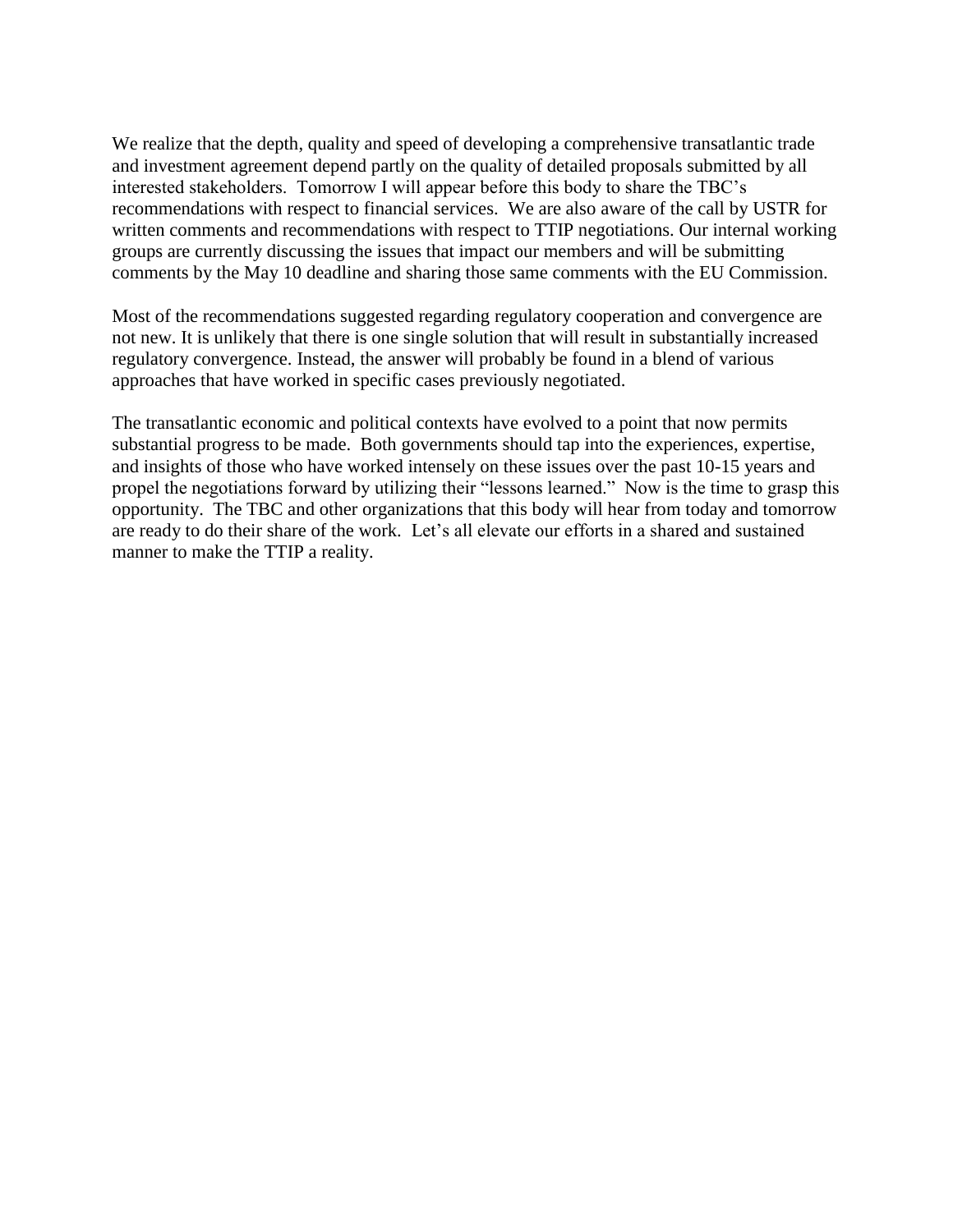We realize that the depth, quality and speed of developing a comprehensive transatlantic trade and investment agreement depend partly on the quality of detailed proposals submitted by all interested stakeholders. Tomorrow I will appear before this body to share the TBC's recommendations with respect to financial services. We are also aware of the call by USTR for written comments and recommendations with respect to TTIP negotiations. Our internal working groups are currently discussing the issues that impact our members and will be submitting comments by the May 10 deadline and sharing those same comments with the EU Commission.

Most of the recommendations suggested regarding regulatory cooperation and convergence are not new. It is unlikely that there is one single solution that will result in substantially increased regulatory convergence. Instead, the answer will probably be found in a blend of various approaches that have worked in specific cases previously negotiated.

The transatlantic economic and political contexts have evolved to a point that now permits substantial progress to be made. Both governments should tap into the experiences, expertise, and insights of those who have worked intensely on these issues over the past 10-15 years and propel the negotiations forward by utilizing their "lessons learned." Now is the time to grasp this opportunity. The TBC and other organizations that this body will hear from today and tomorrow are ready to do their share of the work. Let's all elevate our efforts in a shared and sustained manner to make the TTIP a reality.